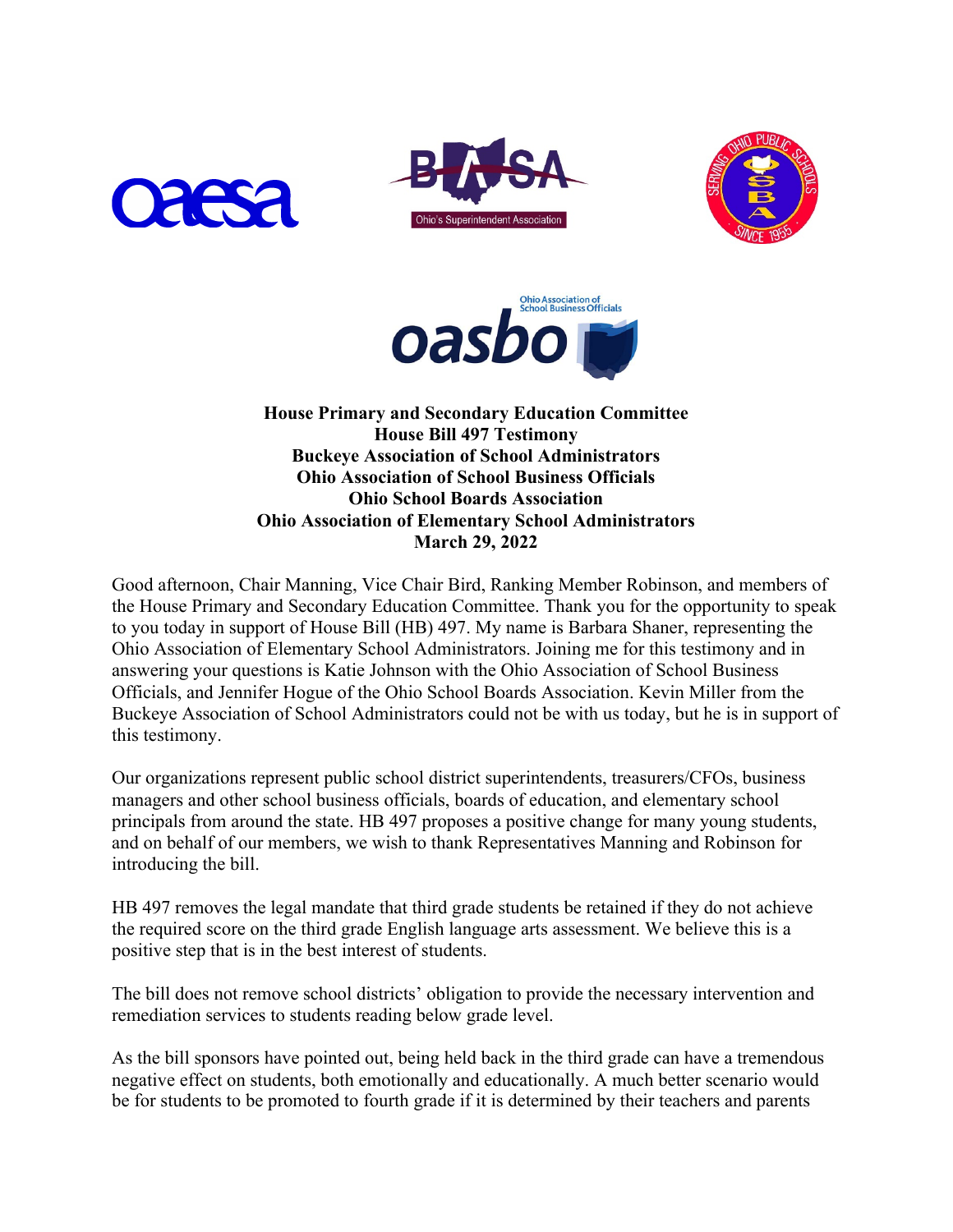**House Primary and Secondary Education Committee**
**House Bill 497 Testimony**
**Buckeye Association of School Administrators**
**Ohio Association of School Business Officials**
**Ohio School Boards Association**
**Ohio Association of Elementary School Administrators**
**March 29, 2022**

Good afternoon, Chair Manning, Vice Chair Bird, Ranking Member Robinson, and members of the House Primary and Secondary Education Committee. Thank you for the opportunity to speak to you today in support of House Bill (HB) 497. My name is Barbara Shaner, representing the Ohio Association of Elementary School Administrators. Joining me for this testimony and in answering your questions is Katie Johnson with the Ohio Association of School Business Officials, and Jennifer Hogue of the Ohio School Boards Association. Kevin Miller from the Buckeye Association of School Administrators could not be with us today, but he is in support of this testimony.

Our organizations represent public school district superintendents, treasurers/CFOs, business managers and other school business officials, boards of education, and elementary school principals from around the state. HB 497 proposes a positive change for many young students, and on behalf of our members, we wish to thank Representatives Manning and Robinson for introducing the bill.

HB 497 removes the legal mandate that third grade students be retained if they do not achieve the required score on the third grade English language arts assessment. We believe this is a positive step that is in the best interest of students.

The bill does not remove school districts' obligation to provide the necessary intervention and remediation services to students reading below grade level.

As the bill sponsors have pointed out, being held back in the third grade can have a tremendous negative effect on students, both emotionally and educationally. A much better scenario would be for students to be promoted to fourth grade if it is determined by their teachers and parents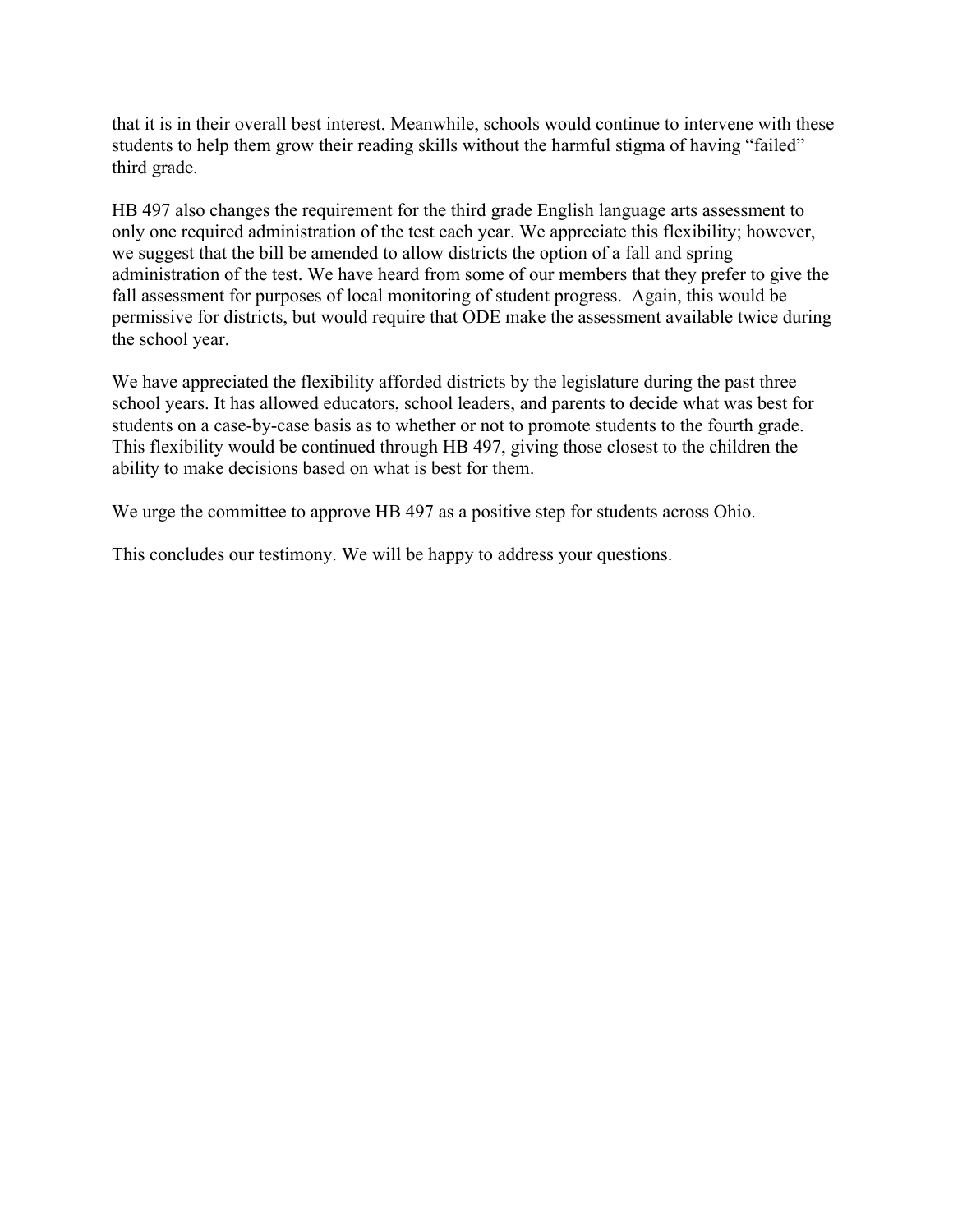that it is in their overall best interest. Meanwhile, schools would continue to intervene with these students to help them grow their reading skills without the harmful stigma of having "failed" third grade.

HB 497 also changes the requirement for the third grade English language arts assessment to only one required administration of the test each year. We appreciate this flexibility; however, we suggest that the bill be amended to allow districts the option of a fall and spring administration of the test. We have heard from some of our members that they prefer to give the fall assessment for purposes of local monitoring of student progress. Again, this would be permissive for districts, but would require that ODE make the assessment available twice during the school year.

We have appreciated the flexibility afforded districts by the legislature during the past three school years. It has allowed educators, school leaders, and parents to decide what was best for students on a case-by-case basis as to whether or not to promote students to the fourth grade. This flexibility would be continued through HB 497, giving those closest to the children the ability to make decisions based on what is best for them.

We urge the committee to approve HB 497 as a positive step for students across Ohio.

This concludes our testimony. We will be happy to address your questions.